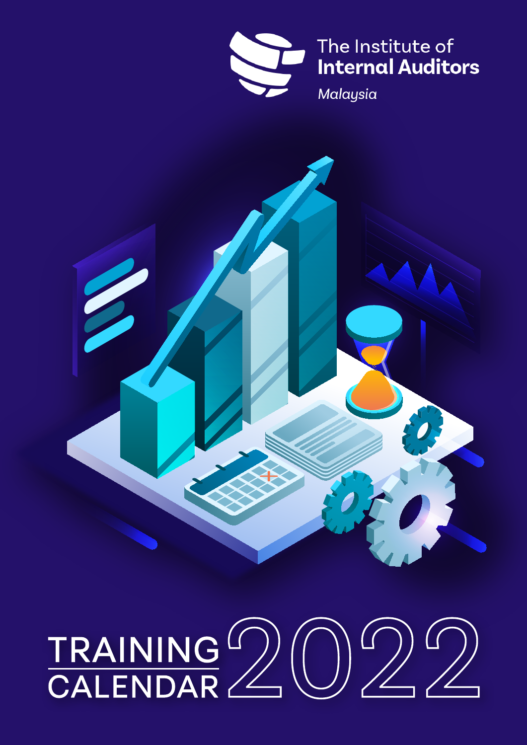The Institute of
**Internal Auditors**
*Malaysia*

# TRAINING CALENDAR 2022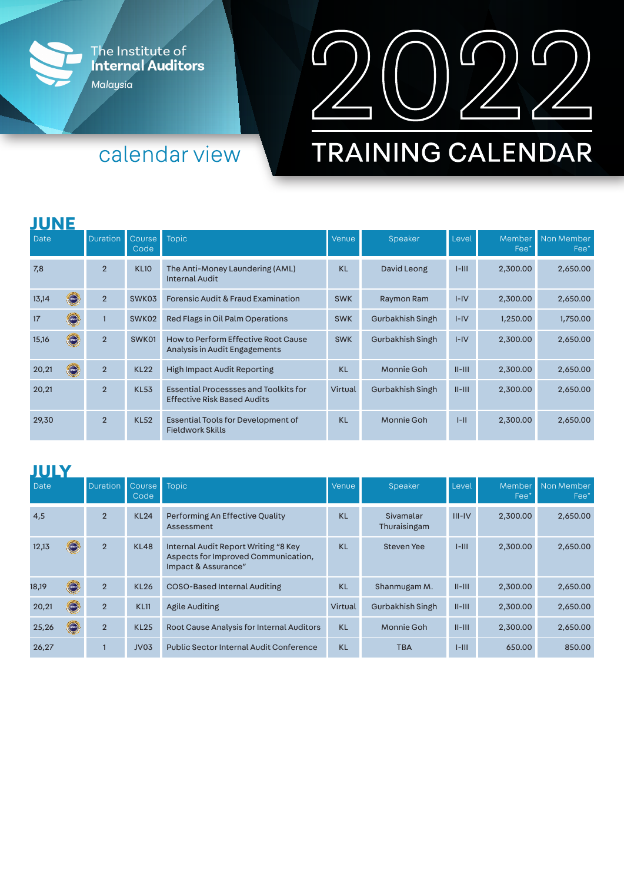The Institute of **Internal Auditors**
*Malaysia*

calendar view

# 2022 TRAINING CALENDAR

## JUNE

| Date | Duration | Course Code | Topic | Venue | Speaker | Level | Member Fee* | Non Member Fee* |
|---|---|---|---|---|---|---|---|---|
| 7,8 | 2 | KL10 | The Anti-Money Laundering (AML) Internal Audit | KL | David Leong | I-III | 2,300.00 | 2,650.00 |
| 13,14 | 2 | SWK03 | Forensic Audit & Fraud Examination | SWK | Raymon Ram | I-IV | 2,300.00 | 2,650.00 |
| 17 | 1 | SWK02 | Red Flags in Oil Palm Operations | SWK | Gurbakhish Singh | I-IV | 1,250.00 | 1,750.00 |
| 15,16 | 2 | SWK01 | How to Perform Effective Root Cause Analysis in Audit Engagements | SWK | Gurbakhish Singh | I-IV | 2,300.00 | 2,650.00 |
| 20,21 | 2 | KL22 | High Impact Audit Reporting | KL | Monnie Goh | II-III | 2,300.00 | 2,650.00 |
| 20,21 | 2 | KL53 | Essential Processses and Toolkits for Effective Risk Based Audits | Virtual | Gurbakhish Singh | II-III | 2,300.00 | 2,650.00 |
| 29,30 | 2 | KL52 | Essential Tools for Development of Fieldwork Skills | KL | Monnie Goh | I-II | 2,300.00 | 2,650.00 |

## JULY

| Date | Duration | Course Code | Topic | Venue | Speaker | Level | Member Fee* | Non Member Fee* |
|---|---|---|---|---|---|---|---|---|
| 4,5 | 2 | KL24 | Performing An Effective Quality Assessment | KL | Sivamalar Thuraisingam | III-IV | 2,300.00 | 2,650.00 |
| 12,13 | 2 | KL48 | Internal Audit Report Writing "8 Key Aspects for Improved Communication, Impact & Assurance" | KL | Steven Yee | I-III | 2,300.00 | 2,650.00 |
| 18,19 | 2 | KL26 | COSO-Based Internal Auditing | KL | Shanmugam M. | II-III | 2,300.00 | 2,650.00 |
| 20,21 | 2 | KL11 | Agile Auditing | Virtual | Gurbakhish Singh | II-III | 2,300.00 | 2,650.00 |
| 25,26 | 2 | KL25 | Root Cause Analysis for Internal Auditors | KL | Monnie Goh | II-III | 2,300.00 | 2,650.00 |
| 26,27 | 1 | JV03 | Public Sector Internal Audit Conference | KL | TBA | I-III | 650.00 | 850.00 |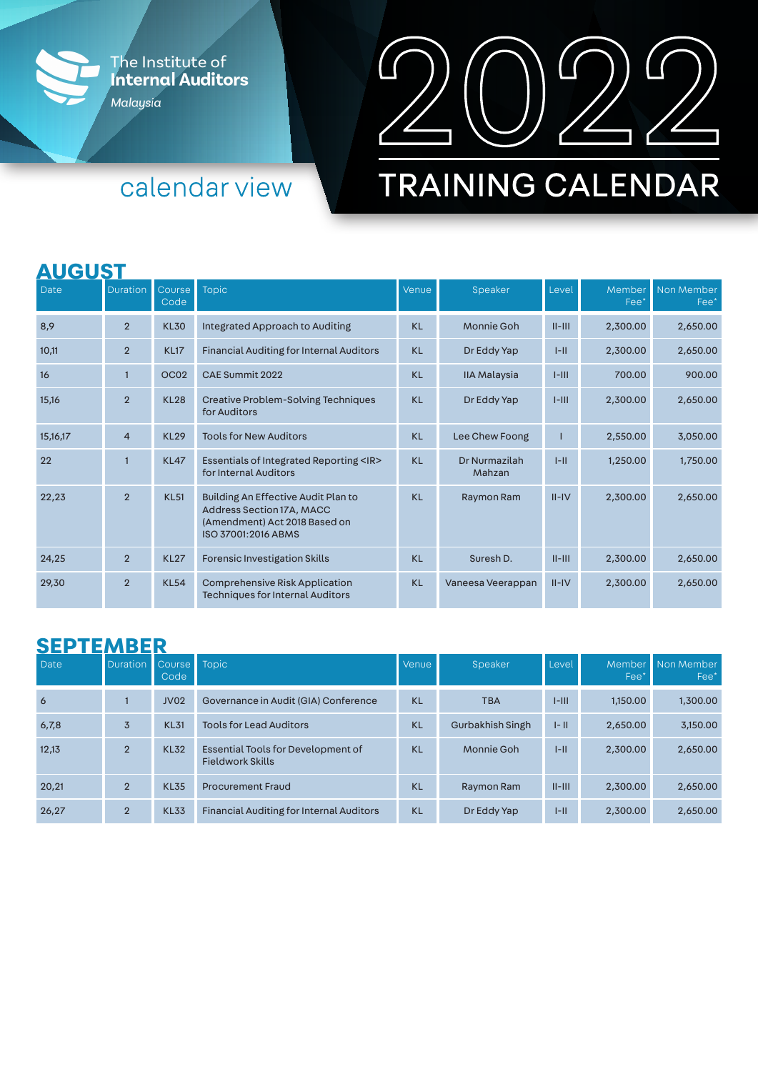The Institute of Internal Auditors Malaysia

calendar view

# 2022 TRAINING CALENDAR

## AUGUST

| Date | Duration | Course Code | Topic | Venue | Speaker | Level | Member Fee* | Non Member Fee* |
|---|---|---|---|---|---|---|---|---|
| 8,9 | 2 | KL30 | Integrated Approach to Auditing | KL | Monnie Goh | II-III | 2,300.00 | 2,650.00 |
| 10,11 | 2 | KL17 | Financial Auditing for Internal Auditors | KL | Dr Eddy Yap | I-II | 2,300.00 | 2,650.00 |
| 16 | 1 | OC02 | CAE Summit 2022 | KL | IIA Malaysia | I-III | 700.00 | 900.00 |
| 15,16 | 2 | KL28 | Creative Problem-Solving Techniques for Auditors | KL | Dr Eddy Yap | I-III | 2,300.00 | 2,650.00 |
| 15,16,17 | 4 | KL29 | Tools for New Auditors | KL | Lee Chew Foong | I | 2,550.00 | 3,050.00 |
| 22 | 1 | KL47 | Essentials of Integrated Reporting <IR> for Internal Auditors | KL | Dr Nurmazilah Mahzan | I-II | 1,250.00 | 1,750.00 |
| 22,23 | 2 | KL51 | Building An Effective Audit Plan to Address Section 17A, MACC (Amendment) Act 2018 Based on ISO 37001:2016 ABMS | KL | Raymon Ram | II-IV | 2,300.00 | 2,650.00 |
| 24,25 | 2 | KL27 | Forensic Investigation Skills | KL | Suresh D. | II-III | 2,300.00 | 2,650.00 |
| 29,30 | 2 | KL54 | Comprehensive Risk Application Techniques for Internal Auditors | KL | Vaneesa Veerappan | II-IV | 2,300.00 | 2,650.00 |

## SEPTEMBER

| Date | Duration | Course Code | Topic | Venue | Speaker | Level | Member Fee* | Non Member Fee* |
|---|---|---|---|---|---|---|---|---|
| 6 | 1 | JV02 | Governance in Audit (GIA) Conference | KL | TBA | I-III | 1,150.00 | 1,300.00 |
| 6,7,8 | 3 | KL31 | Tools for Lead Auditors | KL | Gurbakhish Singh | I- II | 2,650.00 | 3,150.00 |
| 12,13 | 2 | KL32 | Essential Tools for Development of Fieldwork Skills | KL | Monnie Goh | I-II | 2,300.00 | 2,650.00 |
| 20,21 | 2 | KL35 | Procurement Fraud | KL | Raymon Ram | II-III | 2,300.00 | 2,650.00 |
| 26,27 | 2 | KL33 | Financial Auditing for Internal Auditors | KL | Dr Eddy Yap | I-II | 2,300.00 | 2,650.00 |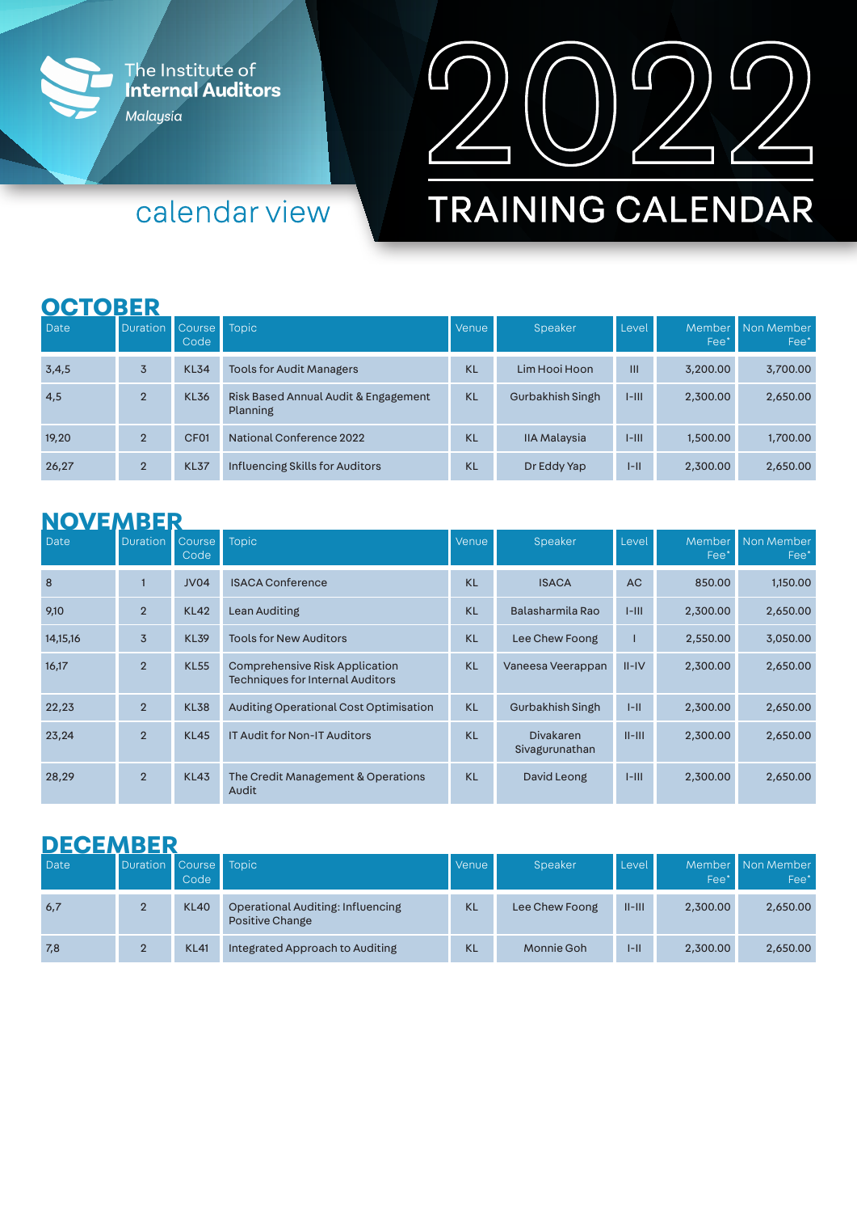The Institute of **Internal Auditors** *Malaysia*

calendar view

# 2022 TRAINING CALENDAR

## OCTOBER

| Date | Duration | Course Code | Topic | Venue | Speaker | Level | Member Fee* | Non Member Fee* |
|---|---|---|---|---|---|---|---|---|
| 3,4,5 | 3 | KL34 | Tools for Audit Managers | KL | Lim Hooi Hoon | III | 3,200.00 | 3,700.00 |
| 4,5 | 2 | KL36 | Risk Based Annual Audit & Engagement Planning | KL | Gurbakhish Singh | I-III | 2,300.00 | 2,650.00 |
| 19,20 | 2 | CF01 | National Conference 2022 | KL | IIA Malaysia | I-III | 1,500.00 | 1,700.00 |
| 26,27 | 2 | KL37 | Influencing Skills for Auditors | KL | Dr Eddy Yap | I-II | 2,300.00 | 2,650.00 |

## NOVEMBER

| Date | Duration | Course Code | Topic | Venue | Speaker | Level | Member Fee* | Non Member Fee* |
|---|---|---|---|---|---|---|---|---|
| 8 | 1 | JV04 | ISACA Conference | KL | ISACA | AC | 850.00 | 1,150.00 |
| 9,10 | 2 | KL42 | Lean Auditing | KL | Balasharmila Rao | I-III | 2,300.00 | 2,650.00 |
| 14,15,16 | 3 | KL39 | Tools for New Auditors | KL | Lee Chew Foong | I | 2,550.00 | 3,050.00 |
| 16,17 | 2 | KL55 | Comprehensive Risk Application Techniques for Internal Auditors | KL | Vaneesa Veerappan | II-IV | 2,300.00 | 2,650.00 |
| 22,23 | 2 | KL38 | Auditing Operational Cost Optimisation | KL | Gurbakhish Singh | I-II | 2,300.00 | 2,650.00 |
| 23,24 | 2 | KL45 | IT Audit for Non-IT Auditors | KL | Divakaren Sivagurunathan | II-III | 2,300.00 | 2,650.00 |
| 28,29 | 2 | KL43 | The Credit Management & Operations Audit | KL | David Leong | I-III | 2,300.00 | 2,650.00 |

## DECEMBER

| Date | Duration | Course Code | Topic | Venue | Speaker | Level | Member Fee* | Non Member Fee* |
|---|---|---|---|---|---|---|---|---|
| 6,7 | 2 | KL40 | Operational Auditing: Influencing Positive Change | KL | Lee Chew Foong | II-III | 2,300.00 | 2,650.00 |
| 7,8 | 2 | KL41 | Integrated Approach to Auditing | KL | Monnie Goh | I-II | 2,300.00 | 2,650.00 |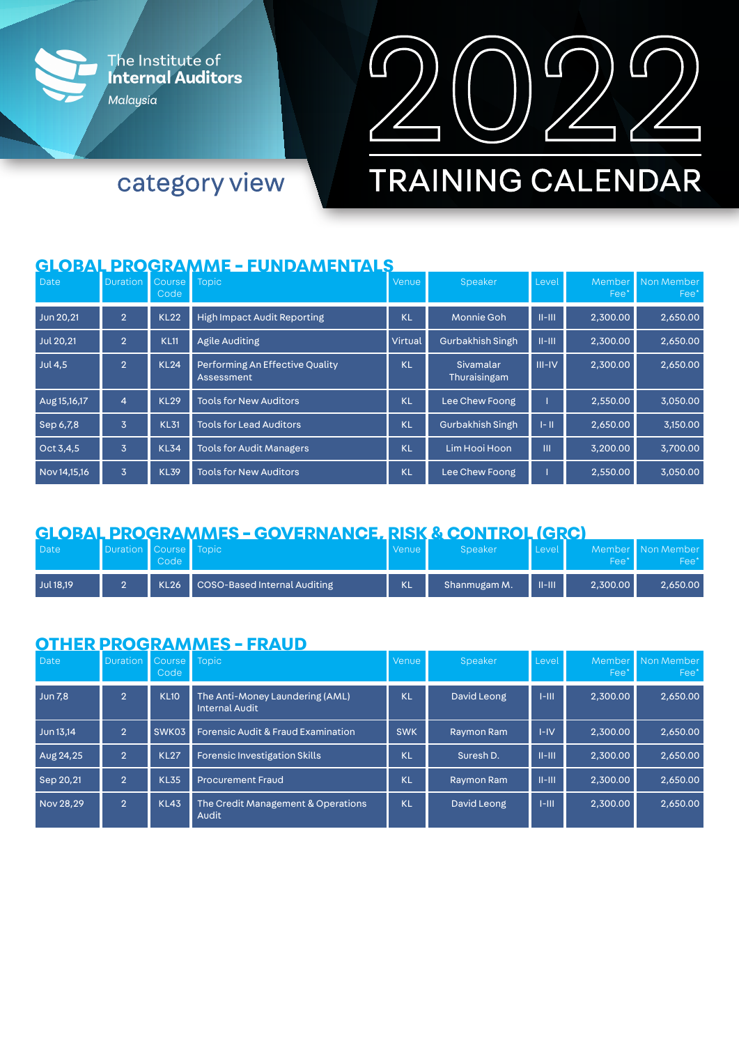The Institute of **Internal Auditors**
*Malaysia*

# 2022 TRAINING CALENDAR

## category view

## GLOBAL PROGRAMME - FUNDAMENTALS

| Date | Duration | Course Code | Topic | Venue | Speaker | Level | Member Fee* | Non Member Fee* |
|---|---|---|---|---|---|---|---|---|
| Jun 20,21 | 2 | KL22 | High Impact Audit Reporting | KL | Monnie Goh | II-III | 2,300.00 | 2,650.00 |
| Jul 20,21 | 2 | KL11 | Agile Auditing | Virtual | Gurbakhish Singh | II-III | 2,300.00 | 2,650.00 |
| Jul 4,5 | 2 | KL24 | Performing An Effective Quality Assessment | KL | Sivamalar Thuraisingam | III-IV | 2,300.00 | 2,650.00 |
| Aug 15,16,17 | 4 | KL29 | Tools for New Auditors | KL | Lee Chew Foong | I | 2,550.00 | 3,050.00 |
| Sep 6,7,8 | 3 | KL31 | Tools for Lead Auditors | KL | Gurbakhish Singh | I- II | 2,650.00 | 3,150.00 |
| Oct 3,4,5 | 3 | KL34 | Tools for Audit Managers | KL | Lim Hooi Hoon | III | 3,200.00 | 3,700.00 |
| Nov 14,15,16 | 3 | KL39 | Tools for New Auditors | KL | Lee Chew Foong | I | 2,550.00 | 3,050.00 |

## GLOBAL PROGRAMMES - GOVERNANCE, RISK & CONTROL (GRC)

| Date | Duration | Course Code | Topic | Venue | Speaker | Level | Member Fee* | Non Member Fee* |
|---|---|---|---|---|---|---|---|---|
| Jul 18,19 | 2 | KL26 | COSO-Based Internal Auditing | KL | Shanmugam M. | II-III | 2,300.00 | 2,650.00 |

## OTHER PROGRAMMES - FRAUD

| Date | Duration | Course Code | Topic | Venue | Speaker | Level | Member Fee* | Non Member Fee* |
|---|---|---|---|---|---|---|---|---|
| Jun 7,8 | 2 | KL10 | The Anti-Money Laundering (AML) Internal Audit | KL | David Leong | I-III | 2,300.00 | 2,650.00 |
| Jun 13,14 | 2 | SWK03 | Forensic Audit & Fraud Examination | SWK | Raymon Ram | I-IV | 2,300.00 | 2,650.00 |
| Aug 24,25 | 2 | KL27 | Forensic Investigation Skills | KL | Suresh D. | II-III | 2,300.00 | 2,650.00 |
| Sep 20,21 | 2 | KL35 | Procurement Fraud | KL | Raymon Ram | II-III | 2,300.00 | 2,650.00 |
| Nov 28,29 | 2 | KL43 | The Credit Management & Operations Audit | KL | David Leong | I-III | 2,300.00 | 2,650.00 |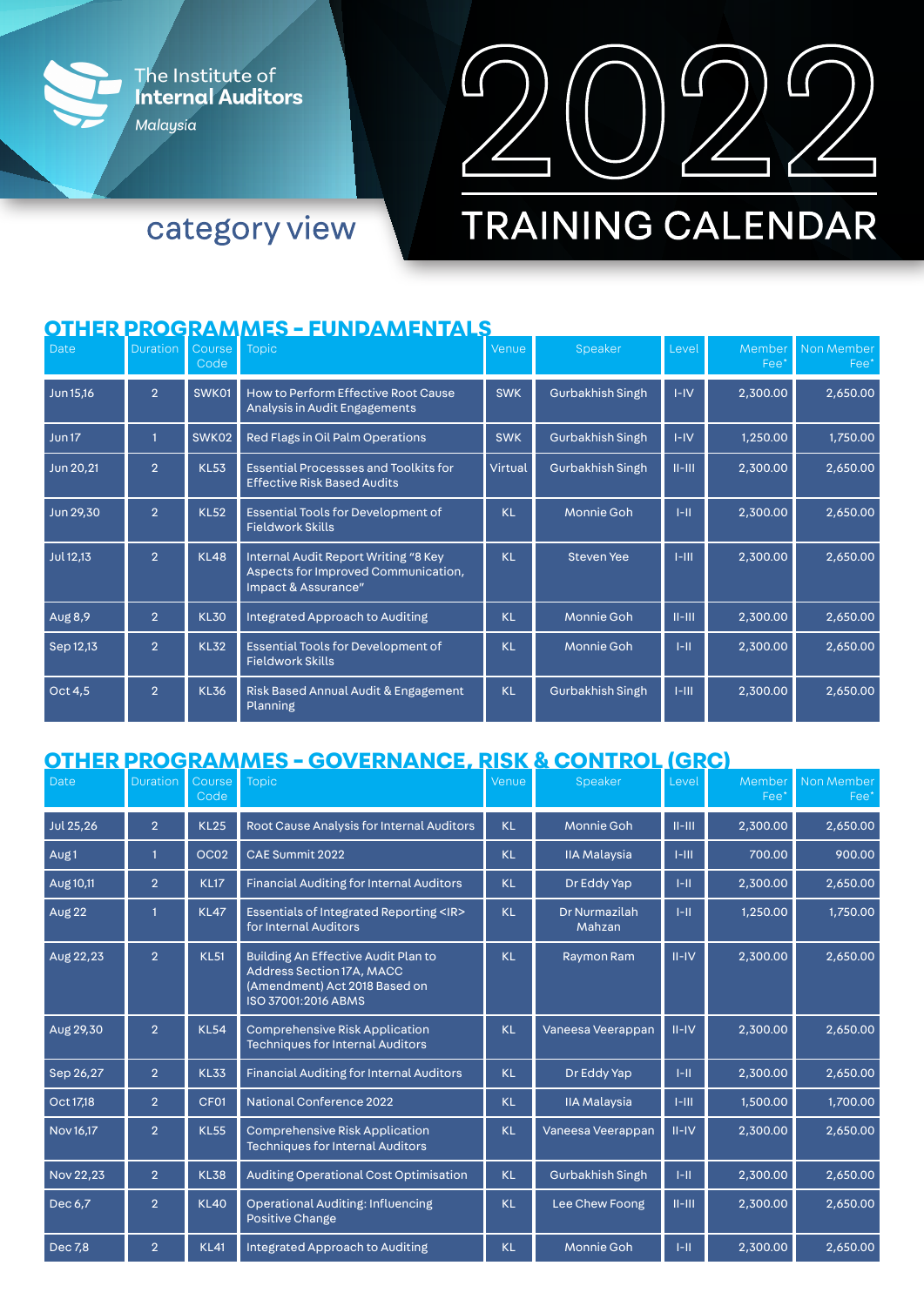The Institute of **Internal Auditors** *Malaysia*

# 2022 TRAINING CALENDAR

## category view

## OTHER PROGRAMMES - FUNDAMENTALS

| Date | Duration | Course Code | Topic | Venue | Speaker | Level | Member Fee* | Non Member Fee* |
|---|---|---|---|---|---|---|---|---|
| Jun 15,16 | 2 | SWK01 | How to Perform Effective Root Cause Analysis in Audit Engagements | SWK | Gurbakhish Singh | I-IV | 2,300.00 | 2,650.00 |
| Jun 17 | 1 | SWK02 | Red Flags in Oil Palm Operations | SWK | Gurbakhish Singh | I-IV | 1,250.00 | 1,750.00 |
| Jun 20,21 | 2 | KL53 | Essential Processses and Toolkits for Effective Risk Based Audits | Virtual | Gurbakhish Singh | II-III | 2,300.00 | 2,650.00 |
| Jun 29,30 | 2 | KL52 | Essential Tools for Development of Fieldwork Skills | KL | Monnie Goh | I-II | 2,300.00 | 2,650.00 |
| Jul 12,13 | 2 | KL48 | Internal Audit Report Writing "8 Key Aspects for Improved Communication, Impact & Assurance" | KL | Steven Yee | I-III | 2,300.00 | 2,650.00 |
| Aug 8,9 | 2 | KL30 | Integrated Approach to Auditing | KL | Monnie Goh | II-III | 2,300.00 | 2,650.00 |
| Sep 12,13 | 2 | KL32 | Essential Tools for Development of Fieldwork Skills | KL | Monnie Goh | I-II | 2,300.00 | 2,650.00 |
| Oct 4,5 | 2 | KL36 | Risk Based Annual Audit & Engagement Planning | KL | Gurbakhish Singh | I-III | 2,300.00 | 2,650.00 |

## OTHER PROGRAMMES - GOVERNANCE, RISK & CONTROL (GRC)

| Date | Duration | Course Code | Topic | Venue | Speaker | Level | Member Fee* | Non Member Fee* |
|---|---|---|---|---|---|---|---|---|
| Jul 25,26 | 2 | KL25 | Root Cause Analysis for Internal Auditors | KL | Monnie Goh | II-III | 2,300.00 | 2,650.00 |
| Aug 1 | 1 | OC02 | CAE Summit 2022 | KL | IIA Malaysia | I-III | 700.00 | 900.00 |
| Aug 10,11 | 2 | KL17 | Financial Auditing for Internal Auditors | KL | Dr Eddy Yap | I-II | 2,300.00 | 2,650.00 |
| Aug 22 | 1 | KL47 | Essentials of Integrated Reporting <IR> for Internal Auditors | KL | Dr Nurmazilah Mahzan | I-II | 1,250.00 | 1,750.00 |
| Aug 22,23 | 2 | KL51 | Building An Effective Audit Plan to Address Section 17A, MACC (Amendment) Act 2018 Based on ISO 37001:2016 ABMS | KL | Raymon Ram | II-IV | 2,300.00 | 2,650.00 |
| Aug 29,30 | 2 | KL54 | Comprehensive Risk Application Techniques for Internal Auditors | KL | Vaneesa Veerappan | II-IV | 2,300.00 | 2,650.00 |
| Sep 26,27 | 2 | KL33 | Financial Auditing for Internal Auditors | KL | Dr Eddy Yap | I-II | 2,300.00 | 2,650.00 |
| Oct 17,18 | 2 | CF01 | National Conference 2022 | KL | IIA Malaysia | I-III | 1,500.00 | 1,700.00 |
| Nov 16,17 | 2 | KL55 | Comprehensive Risk Application Techniques for Internal Auditors | KL | Vaneesa Veerappan | II-IV | 2,300.00 | 2,650.00 |
| Nov 22,23 | 2 | KL38 | Auditing Operational Cost Optimisation | KL | Gurbakhish Singh | I-II | 2,300.00 | 2,650.00 |
| Dec 6,7 | 2 | KL40 | Operational Auditing: Influencing Positive Change | KL | Lee Chew Foong | II-III | 2,300.00 | 2,650.00 |
| Dec 7,8 | 2 | KL41 | Integrated Approach to Auditing | KL | Monnie Goh | I-II | 2,300.00 | 2,650.00 |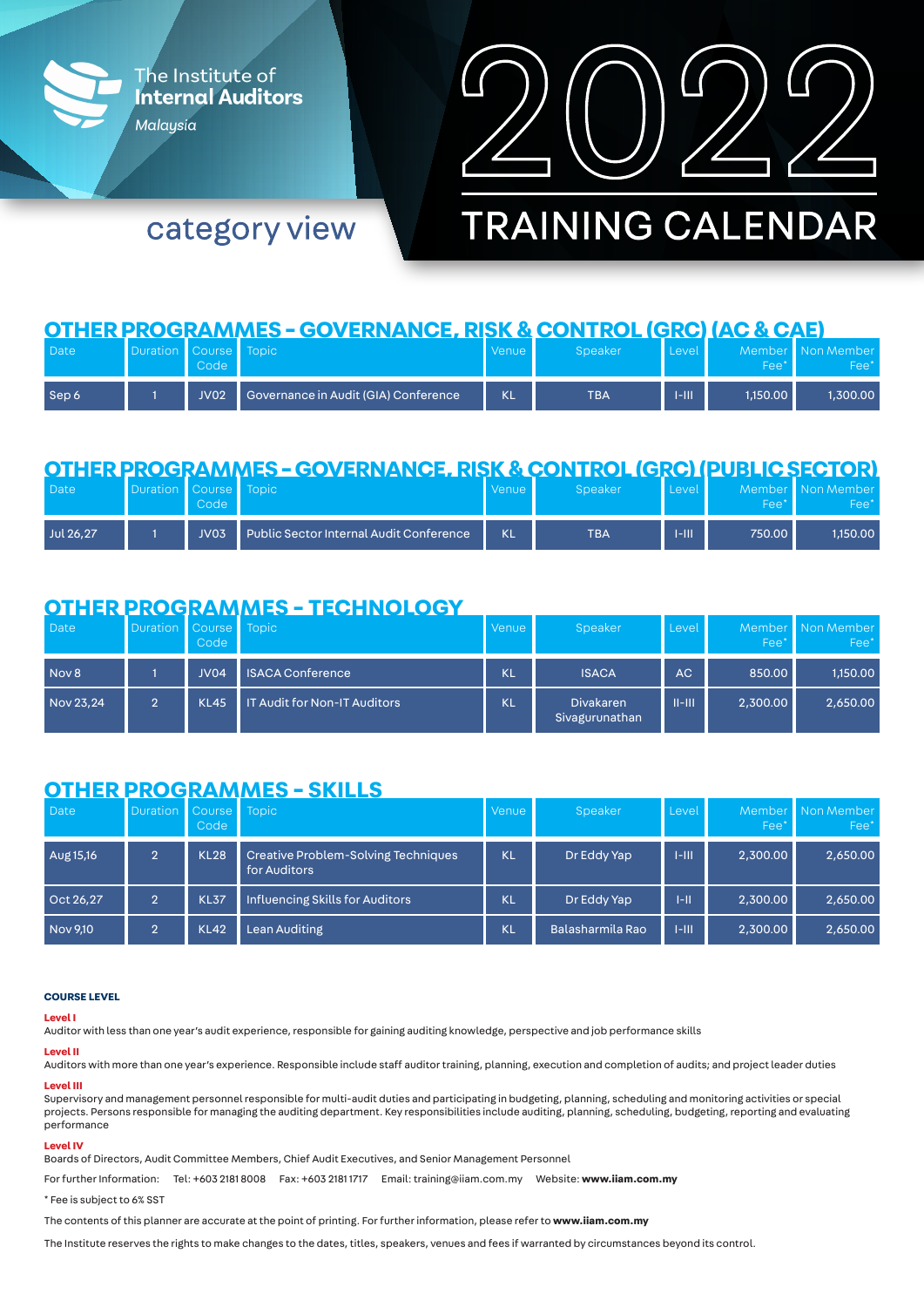The Institute of Internal Auditors Malaysia

# 2022 TRAINING CALENDAR

category view

## OTHER PROGRAMMES - GOVERNANCE, RISK & CONTROL (GRC) (AC & CAE)

| Date | Duration | Course Code | Topic | Venue | Speaker | Level | Member Fee* | Non Member Fee* |
|---|---|---|---|---|---|---|---|---|
| Sep 6 | 1 | JV02 | Governance in Audit (GIA) Conference | KL | TBA | I-III | 1,150.00 | 1,300.00 |

## OTHER PROGRAMMES - GOVERNANCE, RISK & CONTROL (GRC) (PUBLIC SECTOR)

| Date | Duration | Course Code | Topic | Venue | Speaker | Level | Member Fee* | Non Member Fee* |
|---|---|---|---|---|---|---|---|---|
| Jul 26,27 | 1 | JV03 | Public Sector Internal Audit Conference | KL | TBA | I-III | 750.00 | 1,150.00 |

## OTHER PROGRAMMES - TECHNOLOGY

| Date | Duration | Course Code | Topic | Venue | Speaker | Level | Member Fee* | Non Member Fee* |
|---|---|---|---|---|---|---|---|---|
| Nov 8 | 1 | JV04 | ISACA Conference | KL | ISACA | AC | 850.00 | 1,150.00 |
| Nov 23,24 | 2 | KL45 | IT Audit for Non-IT Auditors | KL | Divakaren Sivagurunathan | II-III | 2,300.00 | 2,650.00 |

## OTHER PROGRAMMES - SKILLS

| Date | Duration | Course Code | Topic | Venue | Speaker | Level | Member Fee* | Non Member Fee* |
|---|---|---|---|---|---|---|---|---|
| Aug 15,16 | 2 | KL28 | Creative Problem-Solving Techniques for Auditors | KL | Dr Eddy Yap | I-III | 2,300.00 | 2,650.00 |
| Oct 26,27 | 2 | KL37 | Influencing Skills for Auditors | KL | Dr Eddy Yap | I-II | 2,300.00 | 2,650.00 |
| Nov 9,10 | 2 | KL42 | Lean Auditing | KL | Balasharmila Rao | I-III | 2,300.00 | 2,650.00 |

**COURSE LEVEL**

**Level I**
Auditor with less than one year's audit experience, responsible for gaining auditing knowledge, perspective and job performance skills

**Level II**
Auditors with more than one year's experience. Responsible include staff auditor training, planning, execution and completion of audits; and project leader duties

**Level III**
Supervisory and management personnel responsible for multi-audit duties and participating in budgeting, planning, scheduling and monitoring activities or special projects. Persons responsible for managing the auditing department. Key responsibilities include auditing, planning, scheduling, budgeting, reporting and evaluating performance

**Level IV**
Boards of Directors, Audit Committee Members, Chief Audit Executives, and Senior Management Personnel

For further Information: Tel: +603 2181 8008 Fax: +603 2181 1717 Email: training@iiam.com.my Website: **www.iiam.com.my**

* Fee is subject to 6% SST

The contents of this planner are accurate at the point of printing. For further information, please refer to **www.iiam.com.my**

The Institute reserves the rights to make changes to the dates, titles, speakers, venues and fees if warranted by circumstances beyond its control.